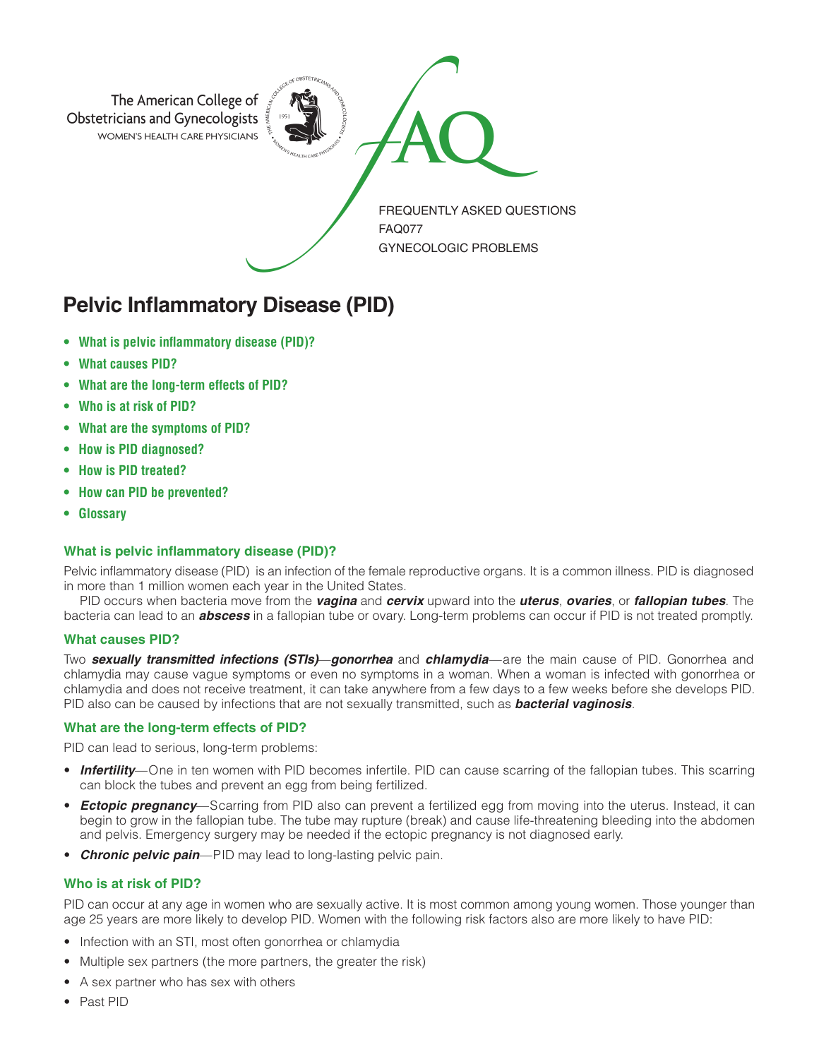The American College of Obstetricians and Gynecologists
WOMEN'S HEALTH CARE PHYSICIANS

FAQ

FREQUENTLY ASKED QUESTIONS
FAQ077
GYNECOLOGIC PROBLEMS

# Pelvic Inflammatory Disease (PID)

- **What is pelvic inflammatory disease (PID)?**
- **What causes PID?**
- **What are the long-term effects of PID?**
- **Who is at risk of PID?**
- **What are the symptoms of PID?**
- **How is PID diagnosed?**
- **How is PID treated?**
- **How can PID be prevented?**
- **Glossary**

### What is pelvic inflammatory disease (PID)?

Pelvic inflammatory disease (PID) is an infection of the female reproductive organs. It is a common illness. PID is diagnosed in more than 1 million women each year in the United States.

PID occurs when bacteria move from the ***vagina*** and ***cervix*** upward into the ***uterus***, ***ovaries***, or ***fallopian tubes***. The bacteria can lead to an ***abscess*** in a fallopian tube or ovary. Long-term problems can occur if PID is not treated promptly.

### What causes PID?

Two ***sexually transmitted infections (STIs)***—***gonorrhea*** and ***chlamydia***—are the main cause of PID. Gonorrhea and chlamydia may cause vague symptoms or even no symptoms in a woman. When a woman is infected with gonorrhea or chlamydia and does not receive treatment, it can take anywhere from a few days to a few weeks before she develops PID. PID also can be caused by infections that are not sexually transmitted, such as ***bacterial vaginosis***.

### What are the long-term effects of PID?

PID can lead to serious, long-term problems:

- ***Infertility***—One in ten women with PID becomes infertile. PID can cause scarring of the fallopian tubes. This scarring can block the tubes and prevent an egg from being fertilized.
- ***Ectopic pregnancy***—Scarring from PID also can prevent a fertilized egg from moving into the uterus. Instead, it can begin to grow in the fallopian tube. The tube may rupture (break) and cause life-threatening bleeding into the abdomen and pelvis. Emergency surgery may be needed if the ectopic pregnancy is not diagnosed early.
- ***Chronic pelvic pain***—PID may lead to long-lasting pelvic pain.

### Who is at risk of PID?

PID can occur at any age in women who are sexually active. It is most common among young women. Those younger than age 25 years are more likely to develop PID. Women with the following risk factors also are more likely to have PID:

- Infection with an STI, most often gonorrhea or chlamydia
- Multiple sex partners (the more partners, the greater the risk)
- A sex partner who has sex with others
- Past PID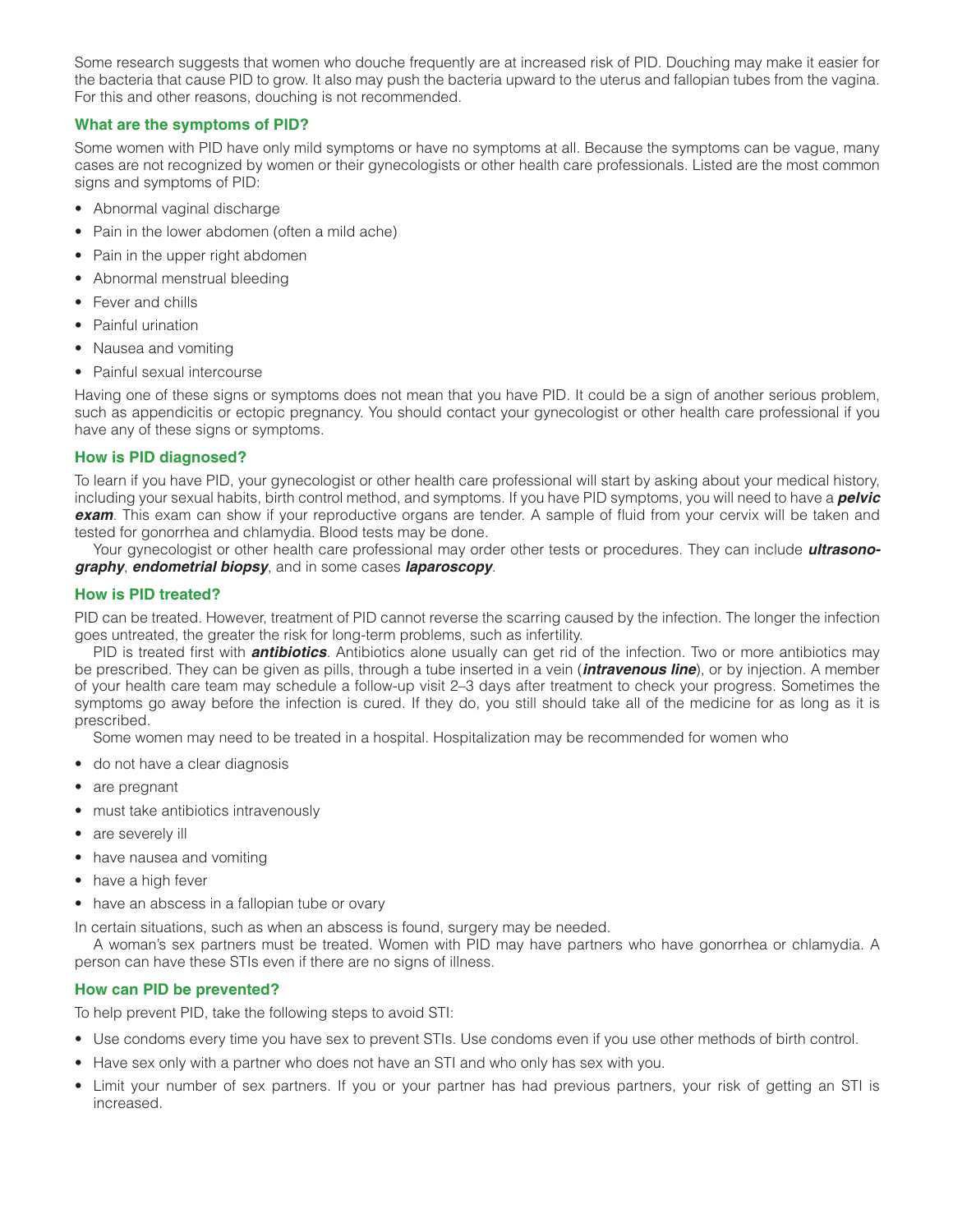Some research suggests that women who douche frequently are at increased risk of PID. Douching may make it easier for the bacteria that cause PID to grow. It also may push the bacteria upward to the uterus and fallopian tubes from the vagina. For this and other reasons, douching is not recommended.

### What are the symptoms of PID?

Some women with PID have only mild symptoms or have no symptoms at all. Because the symptoms can be vague, many cases are not recognized by women or their gynecologists or other health care professionals. Listed are the most common signs and symptoms of PID:

- Abnormal vaginal discharge
- Pain in the lower abdomen (often a mild ache)
- Pain in the upper right abdomen
- Abnormal menstrual bleeding
- Fever and chills
- Painful urination
- Nausea and vomiting
- Painful sexual intercourse

Having one of these signs or symptoms does not mean that you have PID. It could be a sign of another serious problem, such as appendicitis or ectopic pregnancy. You should contact your gynecologist or other health care professional if you have any of these signs or symptoms.

### How is PID diagnosed?

To learn if you have PID, your gynecologist or other health care professional will start by asking about your medical history, including your sexual habits, birth control method, and symptoms. If you have PID symptoms, you will need to have a ***pelvic exam***. This exam can show if your reproductive organs are tender. A sample of fluid from your cervix will be taken and tested for gonorrhea and chlamydia. Blood tests may be done.

Your gynecologist or other health care professional may order other tests or procedures. They can include ***ultrasonography***, ***endometrial biopsy***, and in some cases ***laparoscopy***.

### How is PID treated?

PID can be treated. However, treatment of PID cannot reverse the scarring caused by the infection. The longer the infection goes untreated, the greater the risk for long-term problems, such as infertility.

PID is treated first with ***antibiotics***. Antibiotics alone usually can get rid of the infection. Two or more antibiotics may be prescribed. They can be given as pills, through a tube inserted in a vein (***intravenous line***), or by injection. A member of your health care team may schedule a follow-up visit 2–3 days after treatment to check your progress. Sometimes the symptoms go away before the infection is cured. If they do, you still should take all of the medicine for as long as it is prescribed.

Some women may need to be treated in a hospital. Hospitalization may be recommended for women who

- do not have a clear diagnosis
- are pregnant
- must take antibiotics intravenously
- are severely ill
- have nausea and vomiting
- have a high fever
- have an abscess in a fallopian tube or ovary

In certain situations, such as when an abscess is found, surgery may be needed.

A woman's sex partners must be treated. Women with PID may have partners who have gonorrhea or chlamydia. A person can have these STIs even if there are no signs of illness.

### How can PID be prevented?

To help prevent PID, take the following steps to avoid STI:

- Use condoms every time you have sex to prevent STIs. Use condoms even if you use other methods of birth control.
- Have sex only with a partner who does not have an STI and who only has sex with you.
- Limit your number of sex partners. If you or your partner has had previous partners, your risk of getting an STI is increased.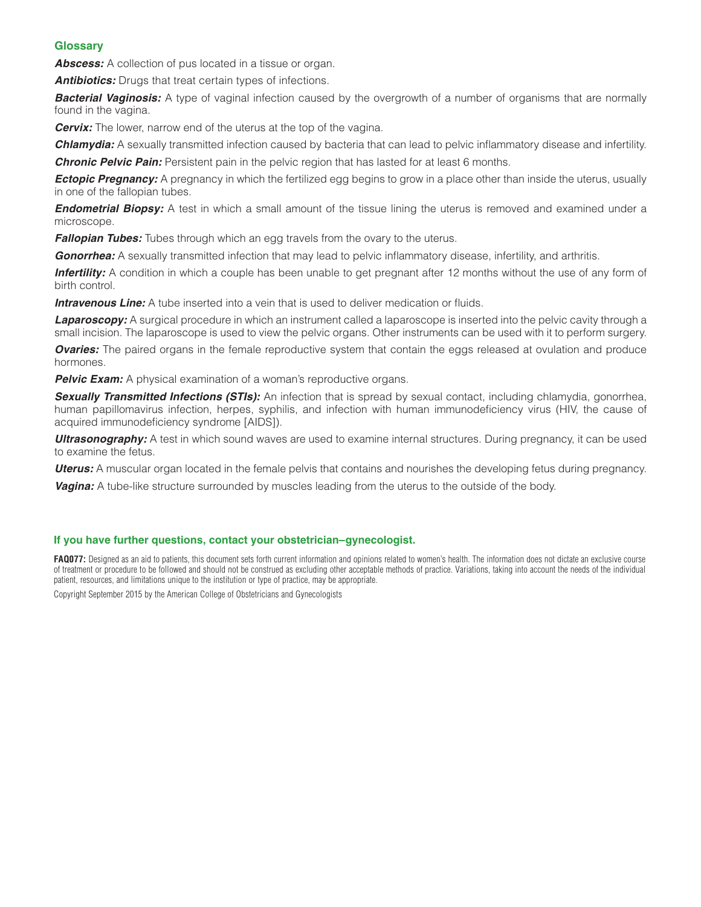## Glossary

***Abscess:*** A collection of pus located in a tissue or organ.

***Antibiotics:*** Drugs that treat certain types of infections.

***Bacterial Vaginosis:*** A type of vaginal infection caused by the overgrowth of a number of organisms that are normally found in the vagina.

***Cervix:*** The lower, narrow end of the uterus at the top of the vagina.

***Chlamydia:*** A sexually transmitted infection caused by bacteria that can lead to pelvic inflammatory disease and infertility.

***Chronic Pelvic Pain:*** Persistent pain in the pelvic region that has lasted for at least 6 months.

***Ectopic Pregnancy:*** A pregnancy in which the fertilized egg begins to grow in a place other than inside the uterus, usually in one of the fallopian tubes.

***Endometrial Biopsy:*** A test in which a small amount of the tissue lining the uterus is removed and examined under a microscope.

***Fallopian Tubes:*** Tubes through which an egg travels from the ovary to the uterus.

***Gonorrhea:*** A sexually transmitted infection that may lead to pelvic inflammatory disease, infertility, and arthritis.

***Infertility:*** A condition in which a couple has been unable to get pregnant after 12 months without the use of any form of birth control.

***Intravenous Line:*** A tube inserted into a vein that is used to deliver medication or fluids.

***Laparoscopy:*** A surgical procedure in which an instrument called a laparoscope is inserted into the pelvic cavity through a small incision. The laparoscope is used to view the pelvic organs. Other instruments can be used with it to perform surgery.

***Ovaries:*** The paired organs in the female reproductive system that contain the eggs released at ovulation and produce hormones.

***Pelvic Exam:*** A physical examination of a woman's reproductive organs.

***Sexually Transmitted Infections (STIs):*** An infection that is spread by sexual contact, including chlamydia, gonorrhea, human papillomavirus infection, herpes, syphilis, and infection with human immunodeficiency virus (HIV, the cause of acquired immunodeficiency syndrome [AIDS]).

***Ultrasonography:*** A test in which sound waves are used to examine internal structures. During pregnancy, it can be used to examine the fetus.

***Uterus:*** A muscular organ located in the female pelvis that contains and nourishes the developing fetus during pregnancy.

***Vagina:*** A tube-like structure surrounded by muscles leading from the uterus to the outside of the body.

**If you have further questions, contact your obstetrician–gynecologist.**

**FAQ077:** Designed as an aid to patients, this document sets forth current information and opinions related to women's health. The information does not dictate an exclusive course of treatment or procedure to be followed and should not be construed as excluding other acceptable methods of practice. Variations, taking into account the needs of the individual patient, resources, and limitations unique to the institution or type of practice, may be appropriate.

Copyright September 2015 by the American College of Obstetricians and Gynecologists